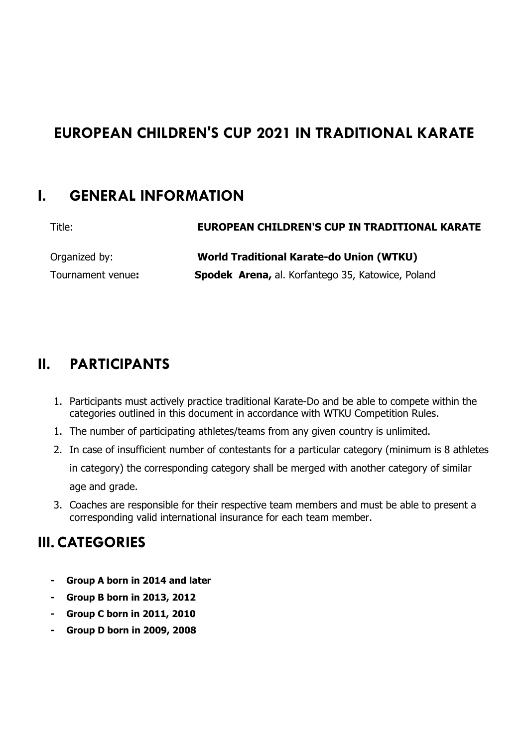# EUROPEAN CHILDREN'S CUP 2021 IN TRADITIONAL KARATE

## I. GENERAL INFORMATION

Title: **EUROPEAN CHILDREN'S CUP IN TRADITIONAL KARATE**

Organized by: **World Traditional Karate-do Union (WTKU)**

Tournament venue**:** **Spodek Arena,** al. Korfantego 35, Katowice, Poland

## II. PARTICIPANTS

1. Participants must actively practice traditional Karate-Do and be able to compete within the categories outlined in this document in accordance with WTKU Competition Rules.
1. The number of participating athletes/teams from any given country is unlimited.
2. In case of insufficient number of contestants for a particular category (minimum is 8 athletes in category) the corresponding category shall be merged with another category of similar age and grade.
3. Coaches are responsible for their respective team members and must be able to present a corresponding valid international insurance for each team member.

## III. CATEGORIES

- **Group A born in 2014 and later**
- **Group B born in 2013, 2012**
- **Group C born in 2011, 2010**
- **Group D born in 2009, 2008**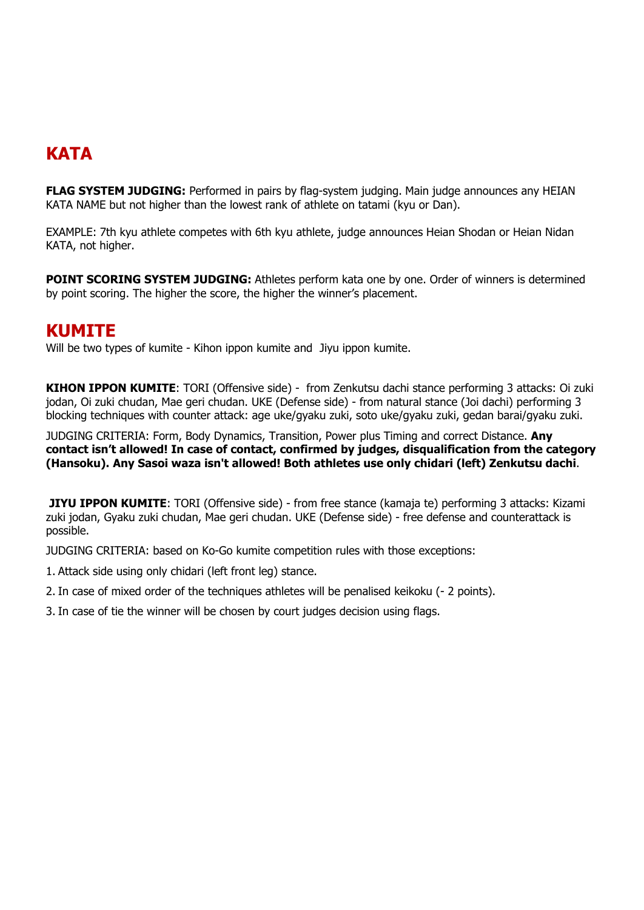## KATA

**FLAG SYSTEM JUDGING:** Performed in pairs by flag-system judging. Main judge announces any HEIAN KATA NAME but not higher than the lowest rank of athlete on tatami (kyu or Dan).

EXAMPLE: 7th kyu athlete competes with 6th kyu athlete, judge announces Heian Shodan or Heian Nidan KATA, not higher.

**POINT SCORING SYSTEM JUDGING:** Athletes perform kata one by one. Order of winners is determined by point scoring. The higher the score, the higher the winner's placement.

## KUMITE

Will be two types of kumite - Kihon ippon kumite and Jiyu ippon kumite.

**KIHON IPPON KUMITE**: TORI (Offensive side) - from Zenkutsu dachi stance performing 3 attacks: Oi zuki jodan, Oi zuki chudan, Mae geri chudan. UKE (Defense side) - from natural stance (Joi dachi) performing 3 blocking techniques with counter attack: age uke/gyaku zuki, soto uke/gyaku zuki, gedan barai/gyaku zuki.

JUDGING CRITERIA: Form, Body Dynamics, Transition, Power plus Timing and correct Distance. **Any contact isn't allowed! In case of contact, confirmed by judges, disqualification from the category (Hansoku). Any Sasoi waza isn't allowed! Both athletes use only chidari (left) Zenkutsu dachi**.

**JIYU IPPON KUMITE**: TORI (Offensive side) - from free stance (kamaja te) performing 3 attacks: Kizami zuki jodan, Gyaku zuki chudan, Mae geri chudan. UKE (Defense side) - free defense and counterattack is possible.

JUDGING CRITERIA: based on Ko-Go kumite competition rules with those exceptions:

1. Attack side using only chidari (left front leg) stance.
2. In case of mixed order of the techniques athletes will be penalised keikoku (- 2 points).
3. In case of tie the winner will be chosen by court judges decision using flags.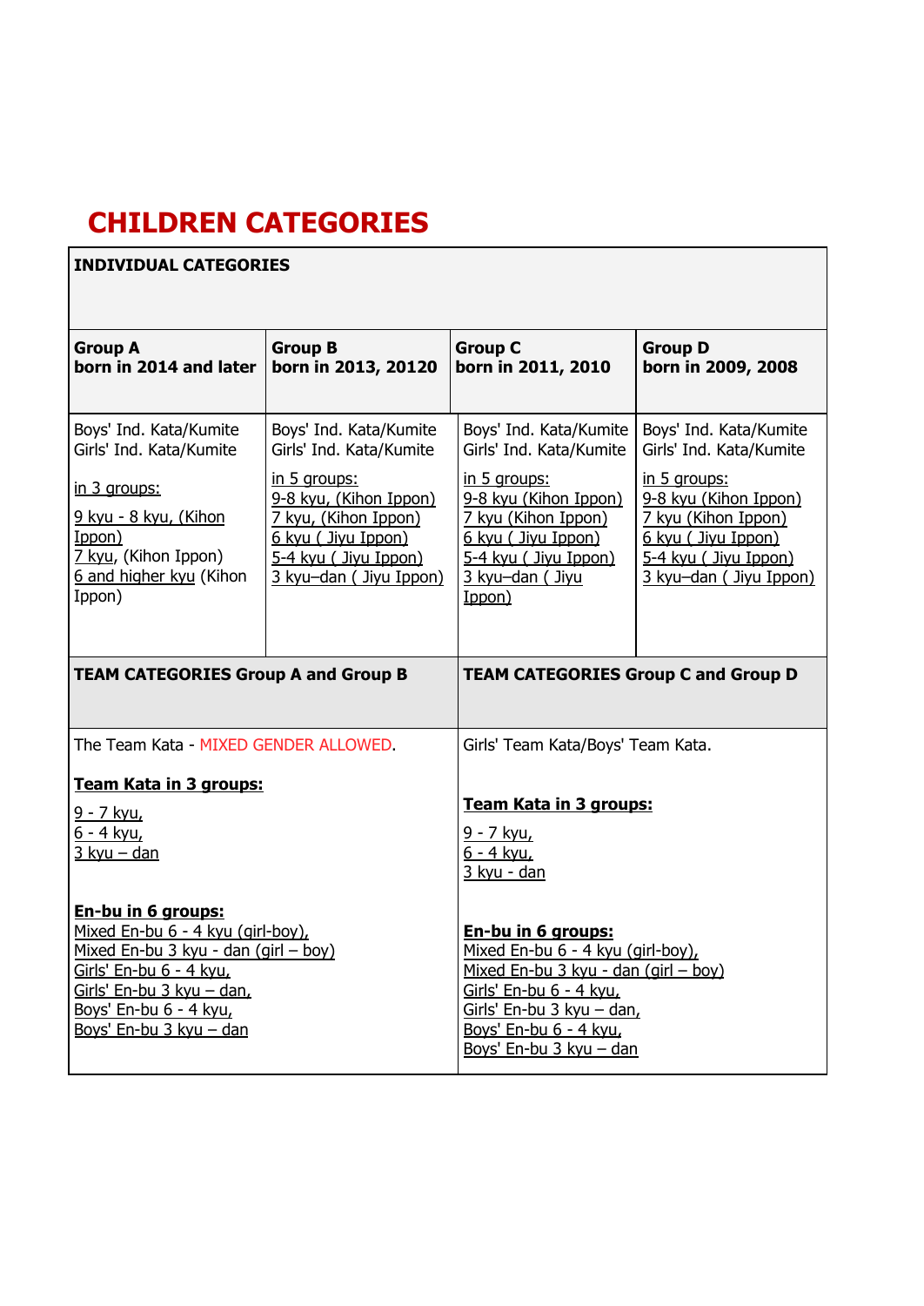# CHILDREN CATEGORIES

| INDIVIDUAL CATEGORIES | | | |
|---|---|---|---|
| **Group A**<br>**born in 2014 and later** | **Group B**<br>**born in 2013, 20120** | **Group C**<br>**born in 2011, 2010** | **Group D**<br>**born in 2009, 2008** |
| Boys' Ind. Kata/Kumite<br>Girls' Ind. Kata/Kumite<br><br>in 3 groups:<br><br>9 kyu - 8 kyu, (Kihon Ippon)<br>7 kyu, (Kihon Ippon)<br>6 and higher kyu (Kihon Ippon) | Boys' Ind. Kata/Kumite<br>Girls' Ind. Kata/Kumite<br><br>in 5 groups:<br>9-8 kyu, (Kihon Ippon)<br>7 kyu, (Kihon Ippon)<br>6 kyu ( Jiyu Ippon)<br>5-4 kyu ( Jiyu Ippon)<br>3 kyu–dan ( Jiyu Ippon) | Boys' Ind. Kata/Kumite<br>Girls' Ind. Kata/Kumite<br><br>in 5 groups:<br>9-8 kyu (Kihon Ippon)<br>7 kyu (Kihon Ippon)<br>6 kyu ( Jiyu Ippon)<br>5-4 kyu ( Jiyu Ippon)<br>3 kyu–dan ( Jiyu Ippon) | Boys' Ind. Kata/Kumite<br>Girls' Ind. Kata/Kumite<br><br>in 5 groups:<br>9-8 kyu (Kihon Ippon)<br>7 kyu (Kihon Ippon)<br>6 kyu ( Jiyu Ippon)<br>5-4 kyu ( Jiyu Ippon)<br>3 kyu–dan ( Jiyu Ippon) |

| TEAM CATEGORIES Group A and Group B | TEAM CATEGORIES Group C and Group D |
|---|---|
| The Team Kata - MIXED GENDER ALLOWED.<br><br>**Team Kata in 3 groups:**<br><br>9 - 7 kyu,<br>6 - 4 kyu,<br>3 kyu – dan<br><br>**En-bu in 6 groups:**<br>Mixed En-bu 6 - 4 kyu (girl-boy),<br>Mixed En-bu 3 kyu - dan (girl – boy)<br>Girls' En-bu 6 - 4 kyu,<br>Girls' En-bu 3 kyu – dan,<br>Boys' En-bu 6 - 4 kyu,<br>Boys' En-bu 3 kyu – dan | Girls' Team Kata/Boys' Team Kata.<br><br>**Team Kata in 3 groups:**<br><br>9 - 7 kyu,<br>6 - 4 kyu,<br>3 kyu - dan<br><br>**En-bu in 6 groups:**<br>Mixed En-bu 6 - 4 kyu (girl-boy),<br>Mixed En-bu 3 kyu - dan (girl – boy)<br>Girls' En-bu 6 - 4 kyu,<br>Girls' En-bu 3 kyu – dan,<br>Boys' En-bu 6 - 4 kyu,<br>Boys' En-bu 3 kyu – dan |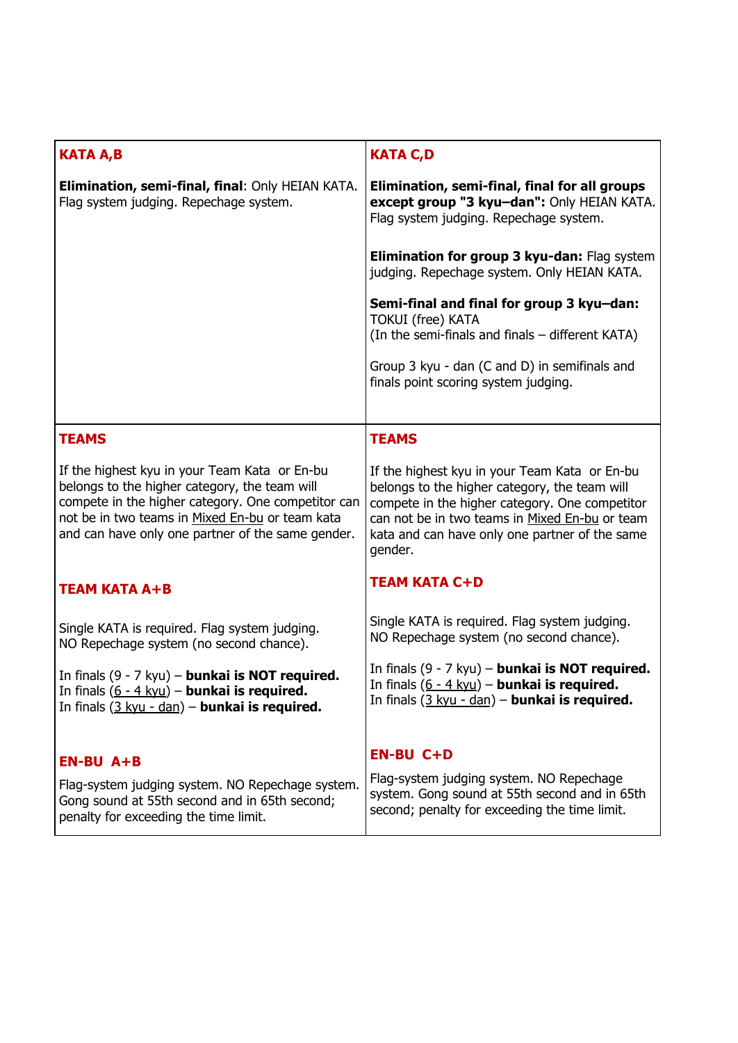| KATA A,B | KATA C,D |
| --- | --- |
| **Elimination, semi-final, final**: Only HEIAN KATA. Flag system judging. Repechage system. | **Elimination, semi-final, final for all groups except group "3 kyu–dan":** Only HEIAN KATA. Flag system judging. Repechage system.<br><br>**Elimination for group 3 kyu-dan:** Flag system judging. Repechage system. Only HEIAN KATA.<br><br>**Semi-final and final for group 3 kyu–dan:** TOKUI (free) KATA<br>(In the semi-finals and finals – different KATA)<br><br>Group 3 kyu - dan (C and D) in semifinals and finals point scoring system judging. |
| **TEAMS**<br><br>If the highest kyu in your Team Kata or En-bu belongs to the higher category, the team will compete in the higher category. One competitor can not be in two teams in Mixed En-bu or team kata and can have only one partner of the same gender.<br><br>**TEAM KATA A+B**<br><br>Single KATA is required. Flag system judging. NO Repechage system (no second chance).<br><br>In finals (9 - 7 kyu) – **bunkai is NOT required.**<br>In finals (6 - 4 kyu) – **bunkai is required.**<br>In finals (3 kyu - dan) – **bunkai is required.**<br><br>**EN-BU A+B**<br><br>Flag-system judging system. NO Repechage system. Gong sound at 55th second and in 65th second; penalty for exceeding the time limit. | **TEAMS**<br><br>If the highest kyu in your Team Kata or En-bu belongs to the higher category, the team will compete in the higher category. One competitor can not be in two teams in Mixed En-bu or team kata and can have only one partner of the same gender.<br><br>**TEAM KATA C+D**<br><br>Single KATA is required. Flag system judging. NO Repechage system (no second chance).<br><br>In finals (9 - 7 kyu) – **bunkai is NOT required.**<br>In finals (6 - 4 kyu) – **bunkai is required.**<br>In finals (3 kyu - dan) – **bunkai is required.**<br><br>**EN-BU C+D**<br><br>Flag-system judging system. NO Repechage system. Gong sound at 55th second and in 65th second; penalty for exceeding the time limit. |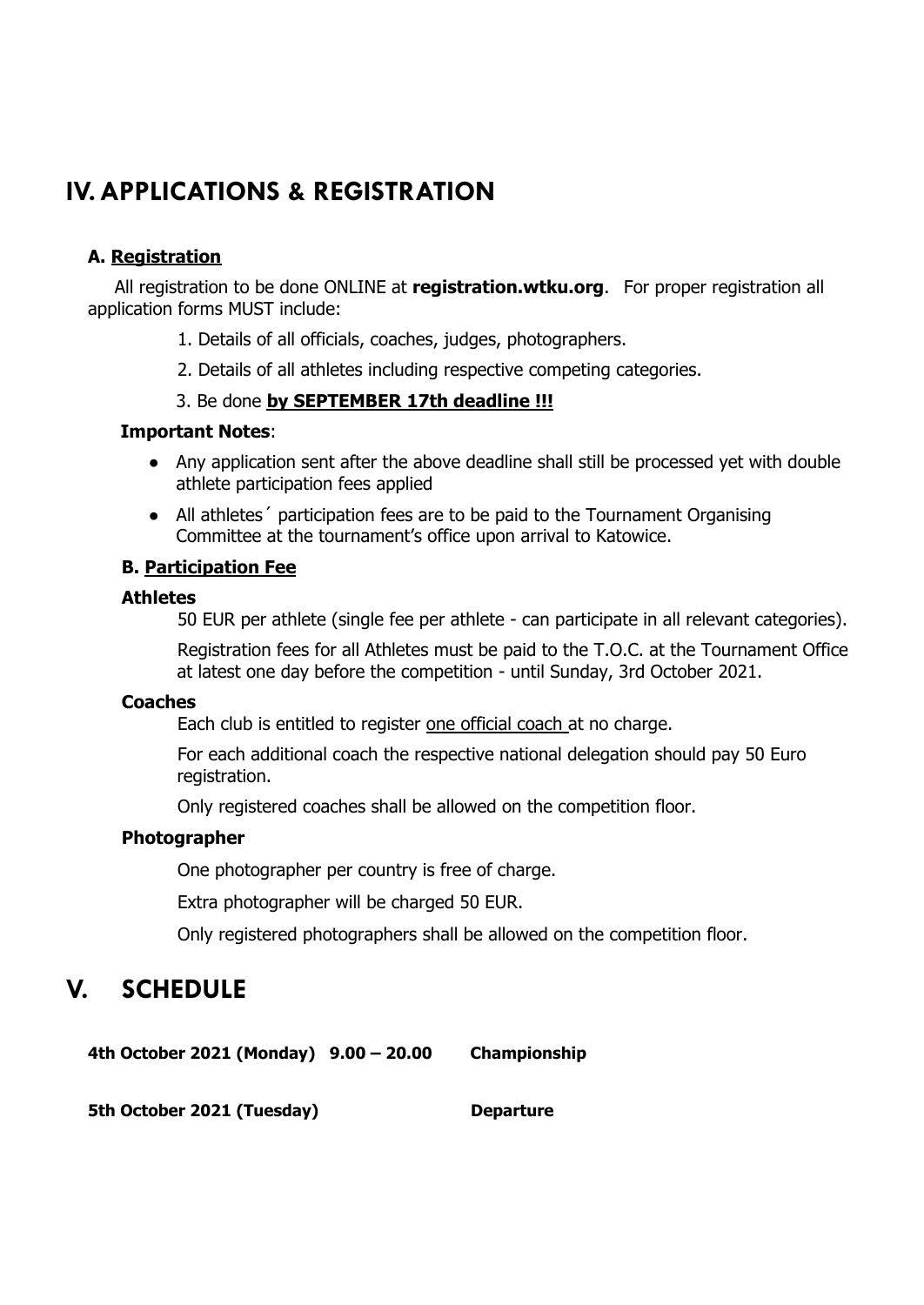# IV. APPLICATIONS & REGISTRATION

### A. Registration

All registration to be done ONLINE at **registration.wtku.org**. For proper registration all application forms MUST include:

1. Details of all officials, coaches, judges, photographers.
2. Details of all athletes including respective competing categories.
3. Be done **by SEPTEMBER 17th deadline !!!**

**Important Notes**:

- Any application sent after the above deadline shall still be processed yet with double athlete participation fees applied
- All athletes´ participation fees are to be paid to the Tournament Organising Committee at the tournament's office upon arrival to Katowice.

### B. Participation Fee

**Athletes**

50 EUR per athlete (single fee per athlete - can participate in all relevant categories).

Registration fees for all Athletes must be paid to the T.O.C. at the Tournament Office at latest one day before the competition - until Sunday, 3rd October 2021.

**Coaches**

Each club is entitled to register one official coach at no charge.

For each additional coach the respective national delegation should pay 50 Euro registration.

Only registered coaches shall be allowed on the competition floor.

**Photographer**

One photographer per country is free of charge.

Extra photographer will be charged 50 EUR.

Only registered photographers shall be allowed on the competition floor.

# V. SCHEDULE

**4th October 2021 (Monday) 9.00 – 20.00 Championship**

**5th October 2021 (Tuesday) Departure**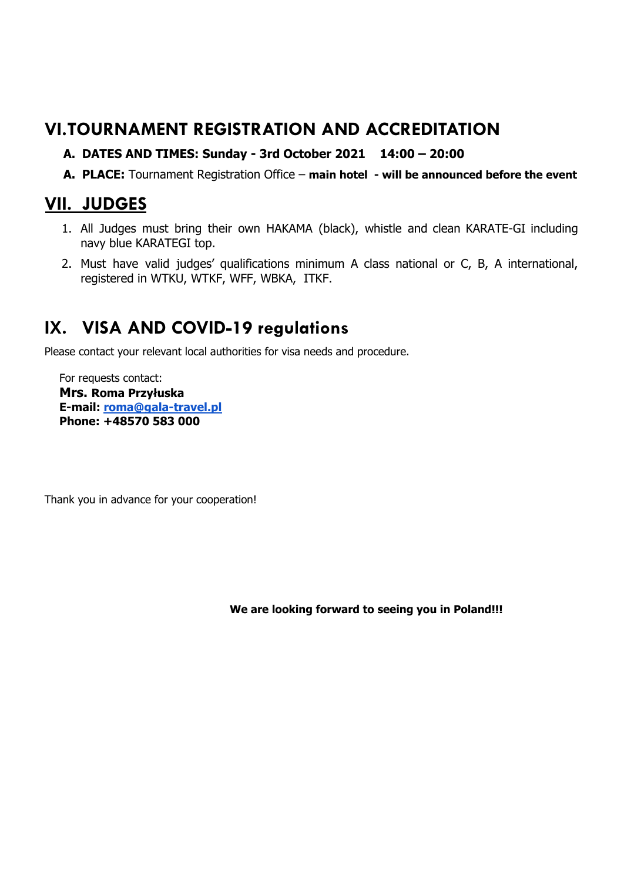## VI.TOURNAMENT REGISTRATION AND ACCREDITATION

**A. DATES AND TIMES: Sunday - 3rd October 2021    14:00 – 20:00**

**A. PLACE:** Tournament Registration Office – **main hotel - will be announced before the event**

## VII. JUDGES

1. All Judges must bring their own HAKAMA (black), whistle and clean KARATE-GI including navy blue KARATEGI top.
2. Must have valid judges' qualifications minimum A class national or C, B, A international, registered in WTKU, WTKF, WFF, WBKA, ITKF.

## IX. VISA AND COVID-19 regulations

Please contact your relevant local authorities for visa needs and procedure.

For requests contact:
**Mrs. Roma Przyłuska**
**E-mail: roma@gala-travel.pl**
**Phone: +48570 583 000**

Thank you in advance for your cooperation!

**We are looking forward to seeing you in Poland!!!**